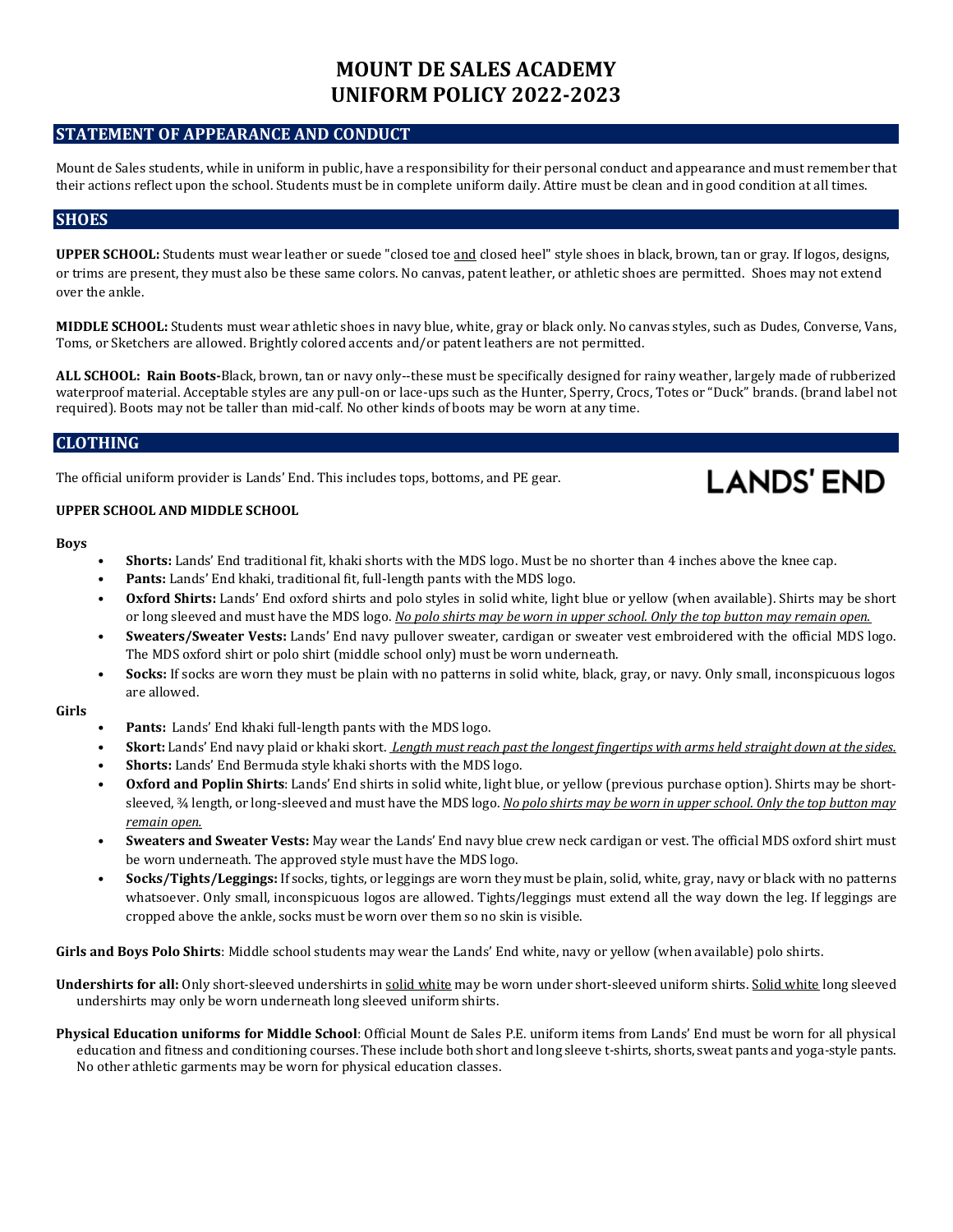# MOUNT DE SALES ACADEMY
# UNIFORM POLICY 2022-2023

## STATEMENT OF APPEARANCE AND CONDUCT

Mount de Sales students, while in uniform in public, have a responsibility for their personal conduct and appearance and must remember that their actions reflect upon the school. Students must be in complete uniform daily. Attire must be clean and in good condition at all times.

## SHOES

**UPPER SCHOOL:** Students must wear leather or suede "closed toe and closed heel" style shoes in black, brown, tan or gray. If logos, designs, or trims are present, they must also be these same colors. No canvas, patent leather, or athletic shoes are permitted. Shoes may not extend over the ankle.

**MIDDLE SCHOOL:** Students must wear athletic shoes in navy blue, white, gray or black only. No canvas styles, such as Dudes, Converse, Vans, Toms, or Sketchers are allowed. Brightly colored accents and/or patent leathers are not permitted.

**ALL SCHOOL: Rain Boots-**Black, brown, tan or navy only--these must be specifically designed for rainy weather, largely made of rubberized waterproof material. Acceptable styles are any pull-on or lace-ups such as the Hunter, Sperry, Crocs, Totes or "Duck" brands. (brand label not required). Boots may not be taller than mid-calf. No other kinds of boots may be worn at any time.

## CLOTHING

The official uniform provider is Lands' End. This includes tops, bottoms, and PE gear.

LANDS' END

**UPPER SCHOOL AND MIDDLE SCHOOL**

**Boys**

- **Shorts:** Lands' End traditional fit, khaki shorts with the MDS logo. Must be no shorter than 4 inches above the knee cap.
- **Pants:** Lands' End khaki, traditional fit, full-length pants with the MDS logo.
- **Oxford Shirts:** Lands' End oxford shirts and polo styles in solid white, light blue or yellow (when available). Shirts may be short or long sleeved and must have the MDS logo. *No polo shirts may be worn in upper school. Only the top button may remain open.*
- **Sweaters/Sweater Vests:** Lands' End navy pullover sweater, cardigan or sweater vest embroidered with the official MDS logo. The MDS oxford shirt or polo shirt (middle school only) must be worn underneath.
- **Socks:** If socks are worn they must be plain with no patterns in solid white, black, gray, or navy. Only small, inconspicuous logos are allowed.

**Girls**

- **Pants:** Lands' End khaki full-length pants with the MDS logo.
- **Skort:** Lands' End navy plaid or khaki skort. *Length must reach past the longest fingertips with arms held straight down at the sides.*
- **Shorts:** Lands' End Bermuda style khaki shorts with the MDS logo.
- **Oxford and Poplin Shirts**: Lands' End shirts in solid white, light blue, or yellow (previous purchase option). Shirts may be short-sleeved, ¾ length, or long-sleeved and must have the MDS logo. *No polo shirts may be worn in upper school. Only the top button may remain open.*
- **Sweaters and Sweater Vests:** May wear the Lands' End navy blue crew neck cardigan or vest. The official MDS oxford shirt must be worn underneath. The approved style must have the MDS logo.
- **Socks/Tights/Leggings:** If socks, tights, or leggings are worn they must be plain, solid, white, gray, navy or black with no patterns whatsoever. Only small, inconspicuous logos are allowed. Tights/leggings must extend all the way down the leg. If leggings are cropped above the ankle, socks must be worn over them so no skin is visible.

**Girls and Boys Polo Shirts**: Middle school students may wear the Lands' End white, navy or yellow (when available) polo shirts.

**Undershirts for all:** Only short-sleeved undershirts in solid white may be worn under short-sleeved uniform shirts. Solid white long sleeved undershirts may only be worn underneath long sleeved uniform shirts.

**Physical Education uniforms for Middle School**: Official Mount de Sales P.E. uniform items from Lands' End must be worn for all physical education and fitness and conditioning courses. These include both short and long sleeve t-shirts, shorts, sweat pants and yoga-style pants. No other athletic garments may be worn for physical education classes.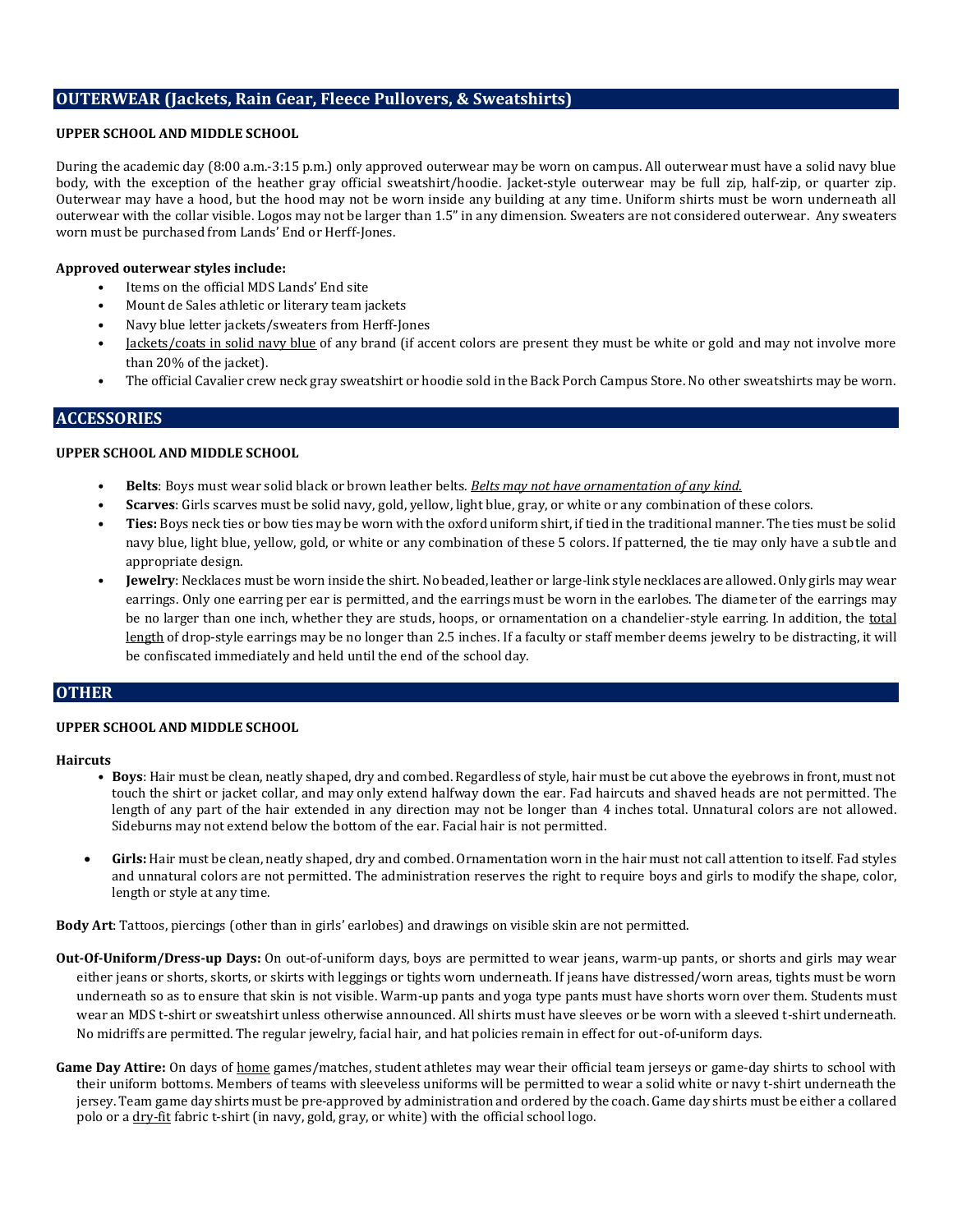## OUTERWEAR (Jackets, Rain Gear, Fleece Pullovers, & Sweatshirts)

**UPPER SCHOOL AND MIDDLE SCHOOL**

During the academic day (8:00 a.m.-3:15 p.m.) only approved outerwear may be worn on campus. All outerwear must have a solid navy blue body, with the exception of the heather gray official sweatshirt/hoodie. Jacket-style outerwear may be full zip, half-zip, or quarter zip. Outerwear may have a hood, but the hood may not be worn inside any building at any time. Uniform shirts must be worn underneath all outerwear with the collar visible. Logos may not be larger than 1.5" in any dimension. Sweaters are not considered outerwear. Any sweaters worn must be purchased from Lands' End or Herff-Jones.

**Approved outerwear styles include:**

- Items on the official MDS Lands' End site
- Mount de Sales athletic or literary team jackets
- Navy blue letter jackets/sweaters from Herff-Jones
- Jackets/coats in solid navy blue of any brand (if accent colors are present they must be white or gold and may not involve more than 20% of the jacket).
- The official Cavalier crew neck gray sweatshirt or hoodie sold in the Back Porch Campus Store. No other sweatshirts may be worn.

## ACCESSORIES

**UPPER SCHOOL AND MIDDLE SCHOOL**

- **Belts**: Boys must wear solid black or brown leather belts. *Belts may not have ornamentation of any kind.*
- **Scarves**: Girls scarves must be solid navy, gold, yellow, light blue, gray, or white or any combination of these colors.
- **Ties:** Boys neck ties or bow ties may be worn with the oxford uniform shirt, if tied in the traditional manner. The ties must be solid navy blue, light blue, yellow, gold, or white or any combination of these 5 colors. If patterned, the tie may only have a subtle and appropriate design.
- **Jewelry**: Necklaces must be worn inside the shirt. No beaded, leather or large-link style necklaces are allowed. Only girls may wear earrings. Only one earring per ear is permitted, and the earrings must be worn in the earlobes. The diameter of the earrings may be no larger than one inch, whether they are studs, hoops, or ornamentation on a chandelier-style earring. In addition, the total length of drop-style earrings may be no longer than 2.5 inches. If a faculty or staff member deems jewelry to be distracting, it will be confiscated immediately and held until the end of the school day.

## OTHER

**UPPER SCHOOL AND MIDDLE SCHOOL**

**Haircuts**

- **Boys**: Hair must be clean, neatly shaped, dry and combed. Regardless of style, hair must be cut above the eyebrows in front, must not touch the shirt or jacket collar, and may only extend halfway down the ear. Fad haircuts and shaved heads are not permitted. The length of any part of the hair extended in any direction may not be longer than 4 inches total. Unnatural colors are not allowed. Sideburns may not extend below the bottom of the ear. Facial hair is not permitted.
- **Girls:** Hair must be clean, neatly shaped, dry and combed. Ornamentation worn in the hair must not call attention to itself. Fad styles and unnatural colors are not permitted. The administration reserves the right to require boys and girls to modify the shape, color, length or style at any time.

**Body Art**: Tattoos, piercings (other than in girls' earlobes) and drawings on visible skin are not permitted.

**Out-Of-Uniform/Dress-up Days:** On out-of-uniform days, boys are permitted to wear jeans, warm-up pants, or shorts and girls may wear either jeans or shorts, skorts, or skirts with leggings or tights worn underneath. If jeans have distressed/worn areas, tights must be worn underneath so as to ensure that skin is not visible. Warm-up pants and yoga type pants must have shorts worn over them. Students must wear an MDS t-shirt or sweatshirt unless otherwise announced. All shirts must have sleeves or be worn with a sleeved t-shirt underneath. No midriffs are permitted. The regular jewelry, facial hair, and hat policies remain in effect for out-of-uniform days.

**Game Day Attire:** On days of home games/matches, student athletes may wear their official team jerseys or game-day shirts to school with their uniform bottoms. Members of teams with sleeveless uniforms will be permitted to wear a solid white or navy t-shirt underneath the jersey. Team game day shirts must be pre-approved by administration and ordered by the coach. Game day shirts must be either a collared polo or a dry-fit fabric t-shirt (in navy, gold, gray, or white) with the official school logo.